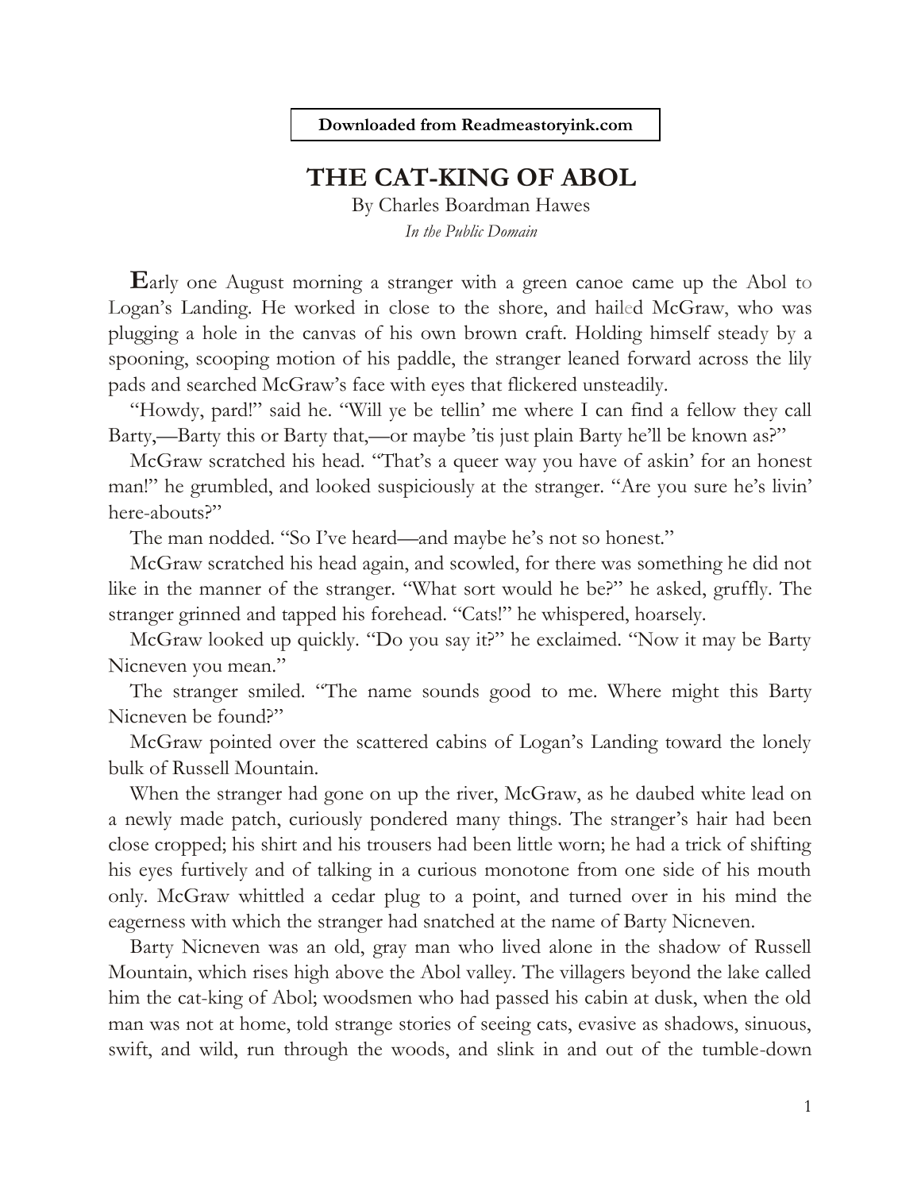**Downloaded from Readmeastoryink.com**

# THE CAT-KING OF ABOL

By Charles Boardman Hawes

*In the Public Domain*

Early one August morning a stranger with a green canoe came up the Abol to Logan's Landing. He worked in close to the shore, and hailed McGraw, who was plugging a hole in the canvas of his own brown craft. Holding himself steady by a spooning, scooping motion of his paddle, the stranger leaned forward across the lily pads and searched McGraw's face with eyes that flickered unsteadily.

"Howdy, pard!" said he. "Will ye be tellin' me where I can find a fellow they call Barty,—Barty this or Barty that,—or maybe 'tis just plain Barty he'll be known as?"

McGraw scratched his head. "That's a queer way you have of askin' for an honest man!" he grumbled, and looked suspiciously at the stranger. "Are you sure he's livin' here-abouts?"

The man nodded. "So I've heard—and maybe he's not so honest."

McGraw scratched his head again, and scowled, for there was something he did not like in the manner of the stranger. "What sort would he be?" he asked, gruffly. The stranger grinned and tapped his forehead. "Cats!" he whispered, hoarsely.

McGraw looked up quickly. "Do you say it?" he exclaimed. "Now it may be Barty Nicneven you mean."

The stranger smiled. "The name sounds good to me. Where might this Barty Nicneven be found?"

McGraw pointed over the scattered cabins of Logan's Landing toward the lonely bulk of Russell Mountain.

When the stranger had gone on up the river, McGraw, as he daubed white lead on a newly made patch, curiously pondered many things. The stranger's hair had been close cropped; his shirt and his trousers had been little worn; he had a trick of shifting his eyes furtively and of talking in a curious monotone from one side of his mouth only. McGraw whittled a cedar plug to a point, and turned over in his mind the eagerness with which the stranger had snatched at the name of Barty Nicneven.

Barty Nicneven was an old, gray man who lived alone in the shadow of Russell Mountain, which rises high above the Abol valley. The villagers beyond the lake called him the cat-king of Abol; woodsmen who had passed his cabin at dusk, when the old man was not at home, told strange stories of seeing cats, evasive as shadows, sinuous, swift, and wild, run through the woods, and slink in and out of the tumble-down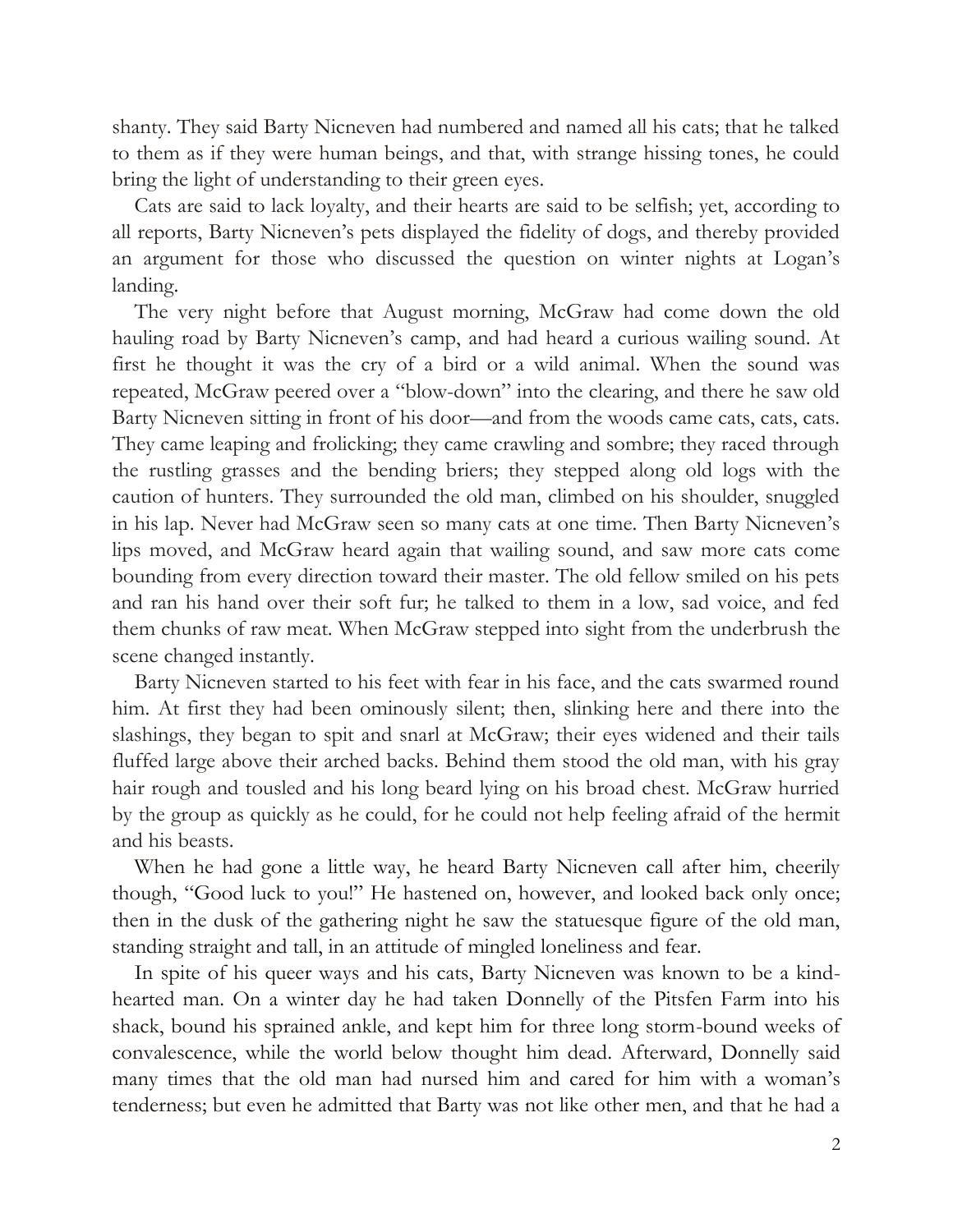shanty. They said Barty Nicneven had numbered and named all his cats; that he talked to them as if they were human beings, and that, with strange hissing tones, he could bring the light of understanding to their green eyes.

Cats are said to lack loyalty, and their hearts are said to be selfish; yet, according to all reports, Barty Nicneven's pets displayed the fidelity of dogs, and thereby provided an argument for those who discussed the question on winter nights at Logan's landing.

The very night before that August morning, McGraw had come down the old hauling road by Barty Nicneven's camp, and had heard a curious wailing sound. At first he thought it was the cry of a bird or a wild animal. When the sound was repeated, McGraw peered over a "blow-down" into the clearing, and there he saw old Barty Nicneven sitting in front of his door—and from the woods came cats, cats, cats. They came leaping and frolicking; they came crawling and sombre; they raced through the rustling grasses and the bending briers; they stepped along old logs with the caution of hunters. They surrounded the old man, climbed on his shoulder, snuggled in his lap. Never had McGraw seen so many cats at one time. Then Barty Nicneven's lips moved, and McGraw heard again that wailing sound, and saw more cats come bounding from every direction toward their master. The old fellow smiled on his pets and ran his hand over their soft fur; he talked to them in a low, sad voice, and fed them chunks of raw meat. When McGraw stepped into sight from the underbrush the scene changed instantly.

Barty Nicneven started to his feet with fear in his face, and the cats swarmed round him. At first they had been ominously silent; then, slinking here and there into the slashings, they began to spit and snarl at McGraw; their eyes widened and their tails fluffed large above their arched backs. Behind them stood the old man, with his gray hair rough and tousled and his long beard lying on his broad chest. McGraw hurried by the group as quickly as he could, for he could not help feeling afraid of the hermit and his beasts.

When he had gone a little way, he heard Barty Nicneven call after him, cheerily though, "Good luck to you!" He hastened on, however, and looked back only once; then in the dusk of the gathering night he saw the statuesque figure of the old man, standing straight and tall, in an attitude of mingled loneliness and fear.

In spite of his queer ways and his cats, Barty Nicneven was known to be a kind-hearted man. On a winter day he had taken Donnelly of the Pitsfen Farm into his shack, bound his sprained ankle, and kept him for three long storm-bound weeks of convalescence, while the world below thought him dead. Afterward, Donnelly said many times that the old man had nursed him and cared for him with a woman's tenderness; but even he admitted that Barty was not like other men, and that he had a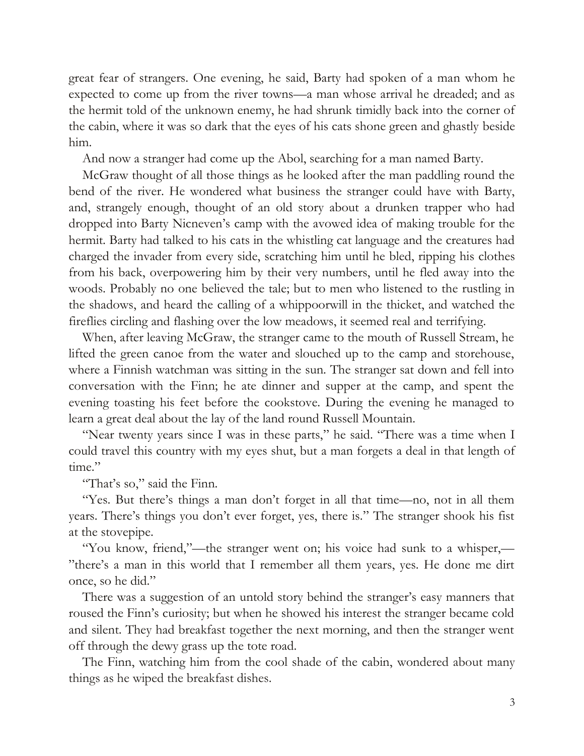great fear of strangers. One evening, he said, Barty had spoken of a man whom he expected to come up from the river towns—a man whose arrival he dreaded; and as the hermit told of the unknown enemy, he had shrunk timidly back into the corner of the cabin, where it was so dark that the eyes of his cats shone green and ghastly beside him.

And now a stranger had come up the Abol, searching for a man named Barty.

McGraw thought of all those things as he looked after the man paddling round the bend of the river. He wondered what business the stranger could have with Barty, and, strangely enough, thought of an old story about a drunken trapper who had dropped into Barty Nicneven's camp with the avowed idea of making trouble for the hermit. Barty had talked to his cats in the whistling cat language and the creatures had charged the invader from every side, scratching him until he bled, ripping his clothes from his back, overpowering him by their very numbers, until he fled away into the woods. Probably no one believed the tale; but to men who listened to the rustling in the shadows, and heard the calling of a whippoorwill in the thicket, and watched the fireflies circling and flashing over the low meadows, it seemed real and terrifying.

When, after leaving McGraw, the stranger came to the mouth of Russell Stream, he lifted the green canoe from the water and slouched up to the camp and storehouse, where a Finnish watchman was sitting in the sun. The stranger sat down and fell into conversation with the Finn; he ate dinner and supper at the camp, and spent the evening toasting his feet before the cookstove. During the evening he managed to learn a great deal about the lay of the land round Russell Mountain.

"Near twenty years since I was in these parts," he said. "There was a time when I could travel this country with my eyes shut, but a man forgets a deal in that length of time."

"That's so," said the Finn.

"Yes. But there's things a man don't forget in all that time—no, not in all them years. There's things you don't ever forget, yes, there is." The stranger shook his fist at the stovepipe.

"You know, friend,"—the stranger went on; his voice had sunk to a whisper,—"there's a man in this world that I remember all them years, yes. He done me dirt once, so he did."

There was a suggestion of an untold story behind the stranger's easy manners that roused the Finn's curiosity; but when he showed his interest the stranger became cold and silent. They had breakfast together the next morning, and then the stranger went off through the dewy grass up the tote road.

The Finn, watching him from the cool shade of the cabin, wondered about many things as he wiped the breakfast dishes.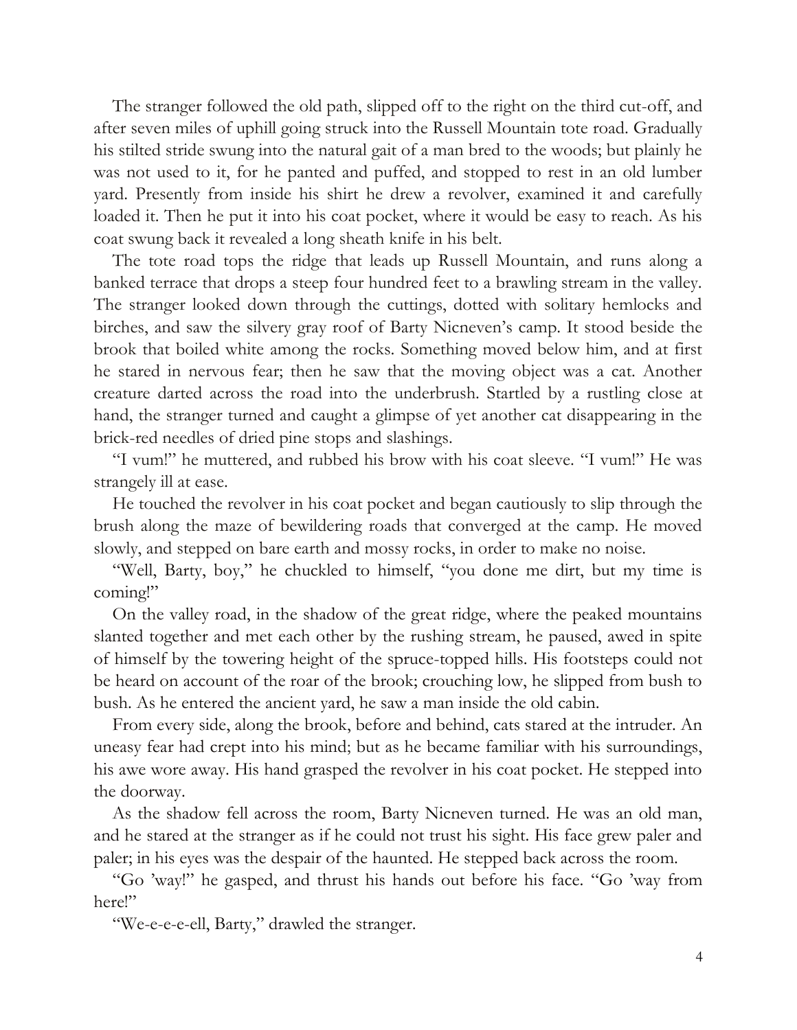The stranger followed the old path, slipped off to the right on the third cut-off, and after seven miles of uphill going struck into the Russell Mountain tote road. Gradually his stilted stride swung into the natural gait of a man bred to the woods; but plainly he was not used to it, for he panted and puffed, and stopped to rest in an old lumber yard. Presently from inside his shirt he drew a revolver, examined it and carefully loaded it. Then he put it into his coat pocket, where it would be easy to reach. As his coat swung back it revealed a long sheath knife in his belt.

The tote road tops the ridge that leads up Russell Mountain, and runs along a banked terrace that drops a steep four hundred feet to a brawling stream in the valley. The stranger looked down through the cuttings, dotted with solitary hemlocks and birches, and saw the silvery gray roof of Barty Nicneven's camp. It stood beside the brook that boiled white among the rocks. Something moved below him, and at first he stared in nervous fear; then he saw that the moving object was a cat. Another creature darted across the road into the underbrush. Startled by a rustling close at hand, the stranger turned and caught a glimpse of yet another cat disappearing in the brick-red needles of dried pine stops and slashings.

"I vum!" he muttered, and rubbed his brow with his coat sleeve. "I vum!" He was strangely ill at ease.

He touched the revolver in his coat pocket and began cautiously to slip through the brush along the maze of bewildering roads that converged at the camp. He moved slowly, and stepped on bare earth and mossy rocks, in order to make no noise.

"Well, Barty, boy," he chuckled to himself, "you done me dirt, but my time is coming!"

On the valley road, in the shadow of the great ridge, where the peaked mountains slanted together and met each other by the rushing stream, he paused, awed in spite of himself by the towering height of the spruce-topped hills. His footsteps could not be heard on account of the roar of the brook; crouching low, he slipped from bush to bush. As he entered the ancient yard, he saw a man inside the old cabin.

From every side, along the brook, before and behind, cats stared at the intruder. An uneasy fear had crept into his mind; but as he became familiar with his surroundings, his awe wore away. His hand grasped the revolver in his coat pocket. He stepped into the doorway.

As the shadow fell across the room, Barty Nicneven turned. He was an old man, and he stared at the stranger as if he could not trust his sight. His face grew paler and paler; in his eyes was the despair of the haunted. He stepped back across the room.

"Go 'way!" he gasped, and thrust his hands out before his face. "Go 'way from here!"

"We-e-e-e-ell, Barty," drawled the stranger.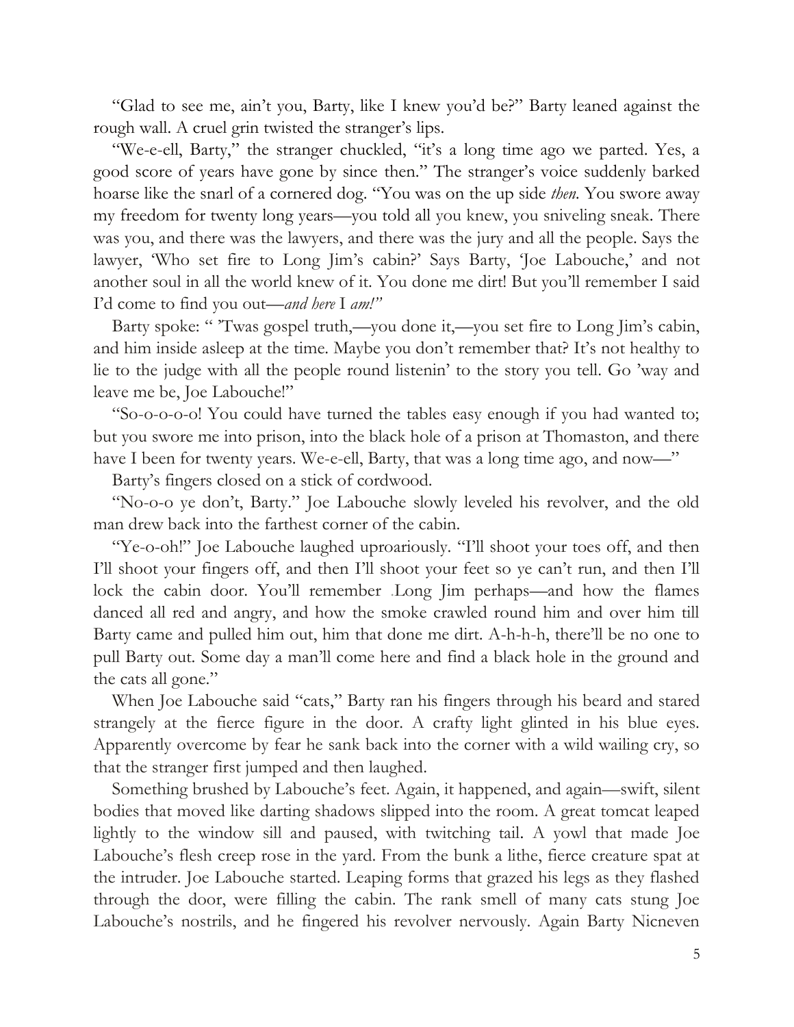"Glad to see me, ain't you, Barty, like I knew you'd be?" Barty leaned against the rough wall. A cruel grin twisted the stranger's lips.

"We-e-ell, Barty," the stranger chuckled, "it's a long time ago we parted. Yes, a good score of years have gone by since then." The stranger's voice suddenly barked hoarse like the snarl of a cornered dog. "You was on the up side *then.* You swore away my freedom for twenty long years—you told all you knew, you sniveling sneak. There was you, and there was the lawyers, and there was the jury and all the people. Says the lawyer, 'Who set fire to Long Jim's cabin?' Says Barty, 'Joe Labouche,' and not another soul in all the world knew of it. You done me dirt! But you'll remember I said I'd come to find you out—*and here* I *am!"*

Barty spoke: " 'Twas gospel truth,—you done it,—you set fire to Long Jim's cabin, and him inside asleep at the time. Maybe you don't remember that? It's not healthy to lie to the judge with all the people round listenin' to the story you tell. Go 'way and leave me be, Joe Labouche!"

"So-o-o-o-o! You could have turned the tables easy enough if you had wanted to; but you swore me into prison, into the black hole of a prison at Thomaston, and there have I been for twenty years. We-e-ell, Barty, that was a long time ago, and now—"

Barty's fingers closed on a stick of cordwood.

"No-o-o ye don't, Barty." Joe Labouche slowly leveled his revolver, and the old man drew back into the farthest corner of the cabin.

"Ye-o-oh!" Joe Labouche laughed uproariously. "I'll shoot your toes off, and then I'll shoot your fingers off, and then I'll shoot your feet so ye can't run, and then I'll lock the cabin door. You'll remember Long Jim perhaps—and how the flames danced all red and angry, and how the smoke crawled round him and over him till Barty came and pulled him out, him that done me dirt. A-h-h-h, there'll be no one to pull Barty out. Some day a man'll come here and find a black hole in the ground and the cats all gone."

When Joe Labouche said "cats," Barty ran his fingers through his beard and stared strangely at the fierce figure in the door. A crafty light glinted in his blue eyes. Apparently overcome by fear he sank back into the corner with a wild wailing cry, so that the stranger first jumped and then laughed.

Something brushed by Labouche's feet. Again, it happened, and again—swift, silent bodies that moved like darting shadows slipped into the room. A great tomcat leaped lightly to the window sill and paused, with twitching tail. A yowl that made Joe Labouche's flesh creep rose in the yard. From the bunk a lithe, fierce creature spat at the intruder. Joe Labouche started. Leaping forms that grazed his legs as they flashed through the door, were filling the cabin. The rank smell of many cats stung Joe Labouche's nostrils, and he fingered his revolver nervously. Again Barty Nicneven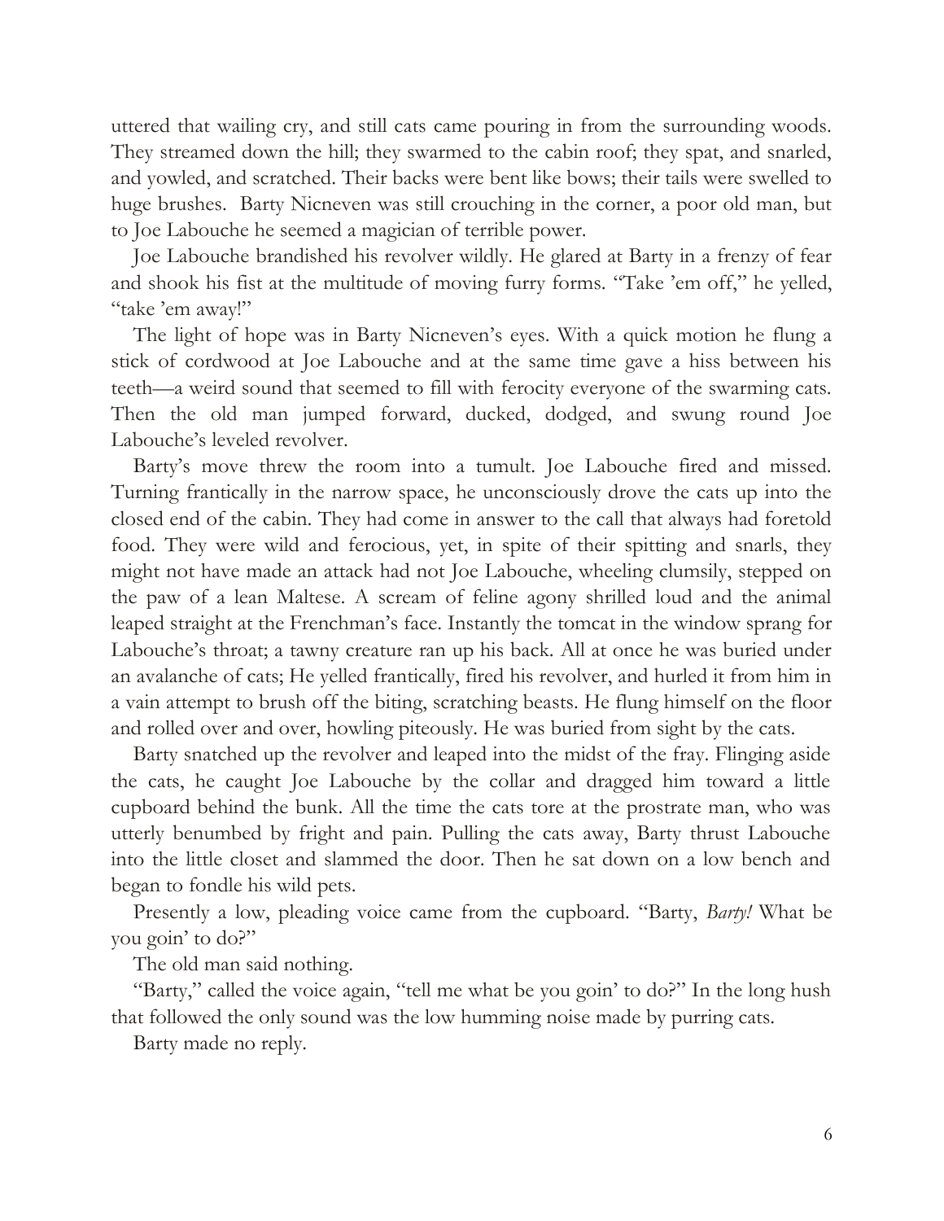uttered that wailing cry, and still cats came pouring in from the surrounding woods. They streamed down the hill; they swarmed to the cabin roof; they spat, and snarled, and yowled, and scratched. Their backs were bent like bows; their tails were swelled to huge brushes. Barty Nicneven was still crouching in the corner, a poor old man, but to Joe Labouche he seemed a magician of terrible power.

Joe Labouche brandished his revolver wildly. He glared at Barty in a frenzy of fear and shook his fist at the multitude of moving furry forms. "Take 'em off," he yelled, "take 'em away!"

The light of hope was in Barty Nicneven's eyes. With a quick motion he flung a stick of cordwood at Joe Labouche and at the same time gave a hiss between his teeth—a weird sound that seemed to fill with ferocity everyone of the swarming cats. Then the old man jumped forward, ducked, dodged, and swung round Joe Labouche's leveled revolver.

Barty's move threw the room into a tumult. Joe Labouche fired and missed. Turning frantically in the narrow space, he unconsciously drove the cats up into the closed end of the cabin. They had come in answer to the call that always had foretold food. They were wild and ferocious, yet, in spite of their spitting and snarls, they might not have made an attack had not Joe Labouche, wheeling clumsily, stepped on the paw of a lean Maltese. A scream of feline agony shrilled loud and the animal leaped straight at the Frenchman's face. Instantly the tomcat in the window sprang for Labouche's throat; a tawny creature ran up his back. All at once he was buried under an avalanche of cats; He yelled frantically, fired his revolver, and hurled it from him in a vain attempt to brush off the biting, scratching beasts. He flung himself on the floor and rolled over and over, howling piteously. He was buried from sight by the cats.

Barty snatched up the revolver and leaped into the midst of the fray. Flinging aside the cats, he caught Joe Labouche by the collar and dragged him toward a little cupboard behind the bunk. All the time the cats tore at the prostrate man, who was utterly benumbed by fright and pain. Pulling the cats away, Barty thrust Labouche into the little closet and slammed the door. Then he sat down on a low bench and began to fondle his wild pets.

Presently a low, pleading voice came from the cupboard. "Barty, *Barty!* What be you goin' to do?"

The old man said nothing.

"Barty," called the voice again, "tell me what be you goin' to do?" In the long hush that followed the only sound was the low humming noise made by purring cats.

Barty made no reply.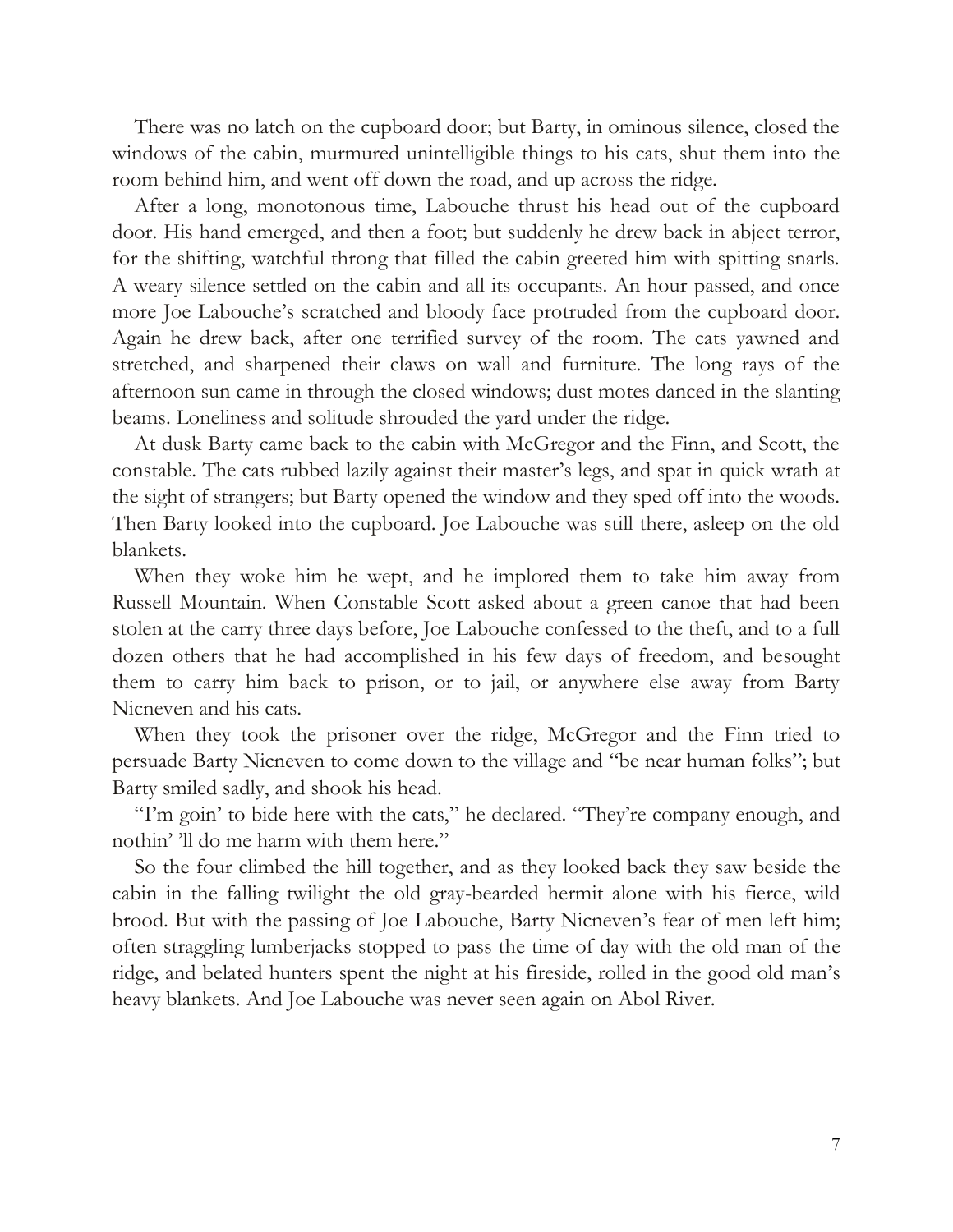There was no latch on the cupboard door; but Barty, in ominous silence, closed the windows of the cabin, murmured unintelligible things to his cats, shut them into the room behind him, and went off down the road, and up across the ridge.

After a long, monotonous time, Labouche thrust his head out of the cupboard door. His hand emerged, and then a foot; but suddenly he drew back in abject terror, for the shifting, watchful throng that filled the cabin greeted him with spitting snarls. A weary silence settled on the cabin and all its occupants. An hour passed, and once more Joe Labouche's scratched and bloody face protruded from the cupboard door. Again he drew back, after one terrified survey of the room. The cats yawned and stretched, and sharpened their claws on wall and furniture. The long rays of the afternoon sun came in through the closed windows; dust motes danced in the slanting beams. Loneliness and solitude shrouded the yard under the ridge.

At dusk Barty came back to the cabin with McGregor and the Finn, and Scott, the constable. The cats rubbed lazily against their master's legs, and spat in quick wrath at the sight of strangers; but Barty opened the window and they sped off into the woods. Then Barty looked into the cupboard. Joe Labouche was still there, asleep on the old blankets.

When they woke him he wept, and he implored them to take him away from Russell Mountain. When Constable Scott asked about a green canoe that had been stolen at the carry three days before, Joe Labouche confessed to the theft, and to a full dozen others that he had accomplished in his few days of freedom, and besought them to carry him back to prison, or to jail, or anywhere else away from Barty Nicneven and his cats.

When they took the prisoner over the ridge, McGregor and the Finn tried to persuade Barty Nicneven to come down to the village and "be near human folks"; but Barty smiled sadly, and shook his head.

"I'm goin' to bide here with the cats," he declared. "They're company enough, and nothin' 'll do me harm with them here."

So the four climbed the hill together, and as they looked back they saw beside the cabin in the falling twilight the old gray-bearded hermit alone with his fierce, wild brood. But with the passing of Joe Labouche, Barty Nicneven's fear of men left him; often straggling lumberjacks stopped to pass the time of day with the old man of the ridge, and belated hunters spent the night at his fireside, rolled in the good old man's heavy blankets. And Joe Labouche was never seen again on Abol River.